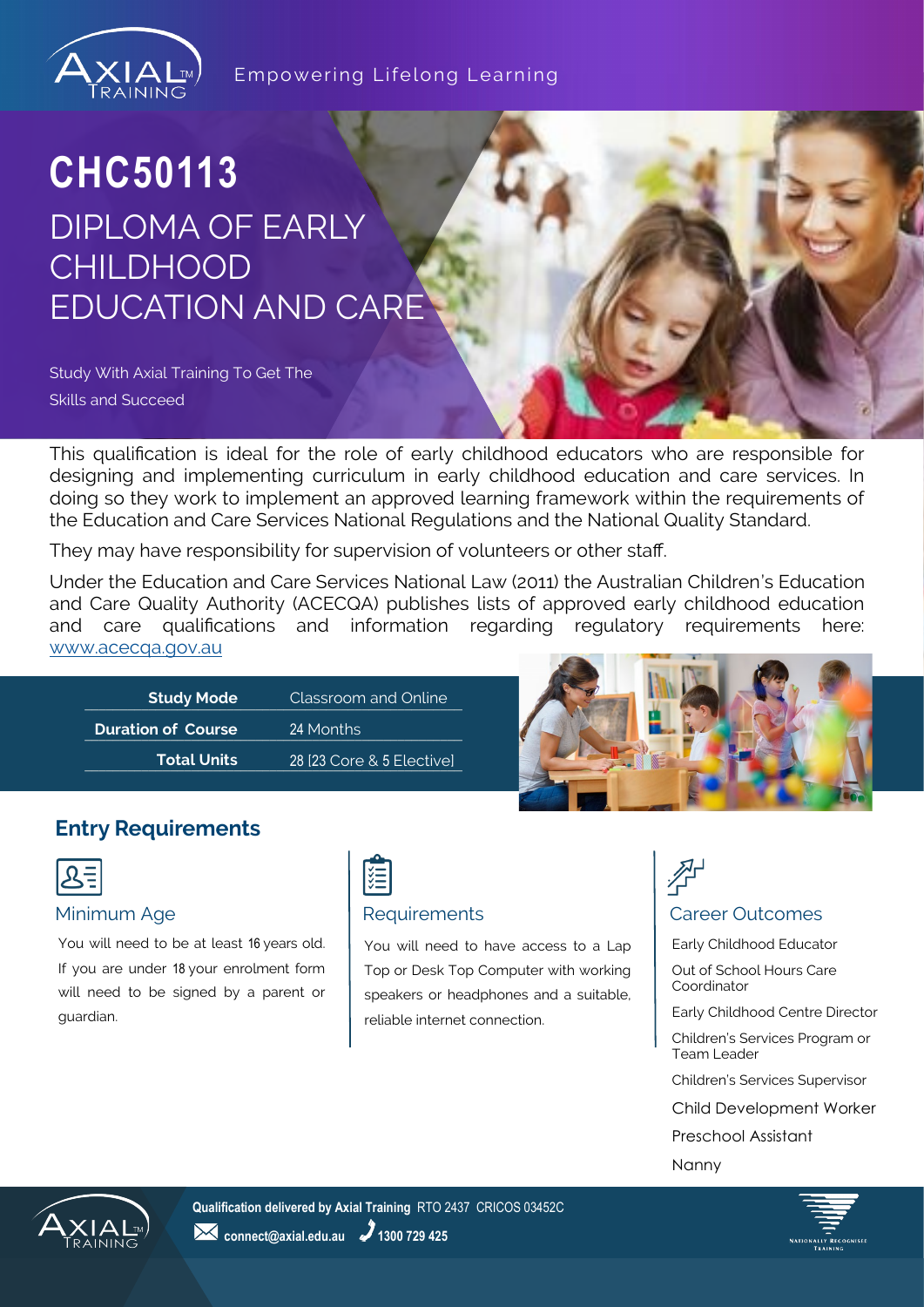Empowering Lifelong Learning

# CHC50113

## DIPLOMA OF EARLY CHILDHOOD EDUCATION AND CARE

Study With Axial Training To Get The Skills and Succeed

This qualification is ideal for the role of early childhood educators who are responsible for designing and implementing curriculum in early childhood education and care services. In doing so they work to implement an approved learning framework within the requirements of the Education and Care Services National Regulations and the National Quality Standard.

They may have responsibility for supervision of volunteers or other staff.

Under the Education and Care Services National Law (2011) the Australian Children's Education and Care Quality Authority (ACECQA) publishes lists of approved early childhood education and care qualifications and information regarding regulatory requirements here: www.acecqa.gov.au

| | |
|---|---|
| **Study Mode** | Classroom and Online |
| **Duration of Course** | 24 Months |
| **Total Units** | 28 [23 Core & 5 Elective] |

## Entry Requirements

### Minimum Age

You will need to be at least 16 years old. If you are under 18 your enrolment form will need to be signed by a parent or guardian.

### Requirements

You will need to have access to a Lap Top or Desk Top Computer with working speakers or headphones and a suitable, reliable internet connection.

### Career Outcomes

- Early Childhood Educator
- Out of School Hours Care Coordinator
- Early Childhood Centre Director
- Children's Services Program or Team Leader
- Children's Services Supervisor
- Child Development Worker
- Preschool Assistant
- Nanny

**Qualification delivered by Axial Training** RTO 2437 CRICOS 03452C

connect@axial.edu.au 1300 729 425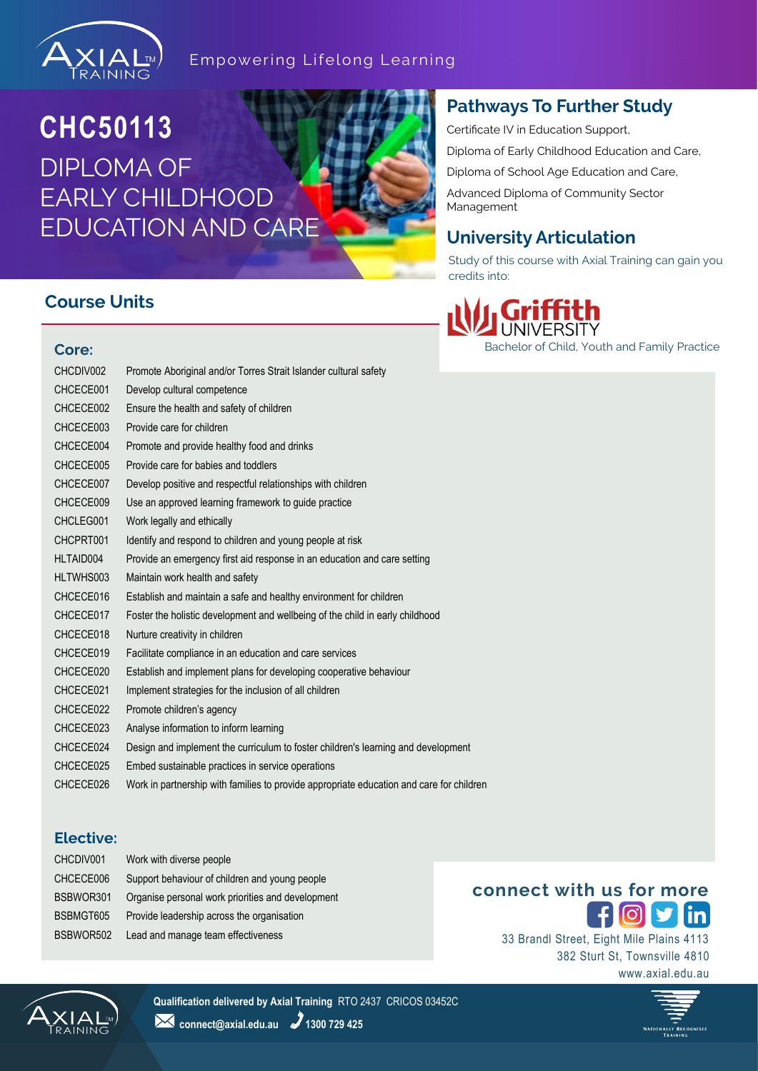Empowering Lifelong Learning

# CHC50113

# DIPLOMA OF EARLY CHILDHOOD EDUCATION AND CARE

## Pathways To Further Study

Certificate IV in Education Support,

Diploma of Early Childhood Education and Care,

Diploma of School Age Education and Care,

Advanced Diploma of Community Sector Management

## University Articulation

Study of this course with Axial Training can gain you credits into:

Griffith UNIVERSITY

Bachelor of Child, Youth and Family Practice

## Course Units

### Core:

| | |
|---|---|
| CHCDIV002 | Promote Aboriginal and/or Torres Strait Islander cultural safety |
| CHCECE001 | Develop cultural competence |
| CHCECE002 | Ensure the health and safety of children |
| CHCECE003 | Provide care for children |
| CHCECE004 | Promote and provide healthy food and drinks |
| CHCECE005 | Provide care for babies and toddlers |
| CHCECE007 | Develop positive and respectful relationships with children |
| CHCECE009 | Use an approved learning framework to guide practice |
| CHCLEG001 | Work legally and ethically |
| CHCPRT001 | Identify and respond to children and young people at risk |
| HLTAID004 | Provide an emergency first aid response in an education and care setting |
| HLTWHS003 | Maintain work health and safety |
| CHCECE016 | Establish and maintain a safe and healthy environment for children |
| CHCECE017 | Foster the holistic development and wellbeing of the child in early childhood |
| CHCECE018 | Nurture creativity in children |
| CHCECE019 | Facilitate compliance in an education and care services |
| CHCECE020 | Establish and implement plans for developing cooperative behaviour |
| CHCECE021 | Implement strategies for the inclusion of all children |
| CHCECE022 | Promote children's agency |
| CHCECE023 | Analyse information to inform learning |
| CHCECE024 | Design and implement the curriculum to foster children's learning and development |
| CHCECE025 | Embed sustainable practices in service operations |
| CHCECE026 | Work in partnership with families to provide appropriate education and care for children |

### Elective:

| | |
|---|---|
| CHCDIV001 | Work with diverse people |
| CHCECE006 | Support behaviour of children and young people |
| BSBWOR301 | Organise personal work priorities and development |
| BSBMGT605 | Provide leadership across the organisation |
| BSBWOR502 | Lead and manage team effectiveness |

## connect with us for more

33 Brandl Street, Eight Mile Plains 4113

382 Sturt St, Townsville 4810

www.axial.edu.au

**Qualification delivered by Axial Training** RTO 2437 CRICOS 03452C

**connect@axial.edu.au** **1300 729 425**